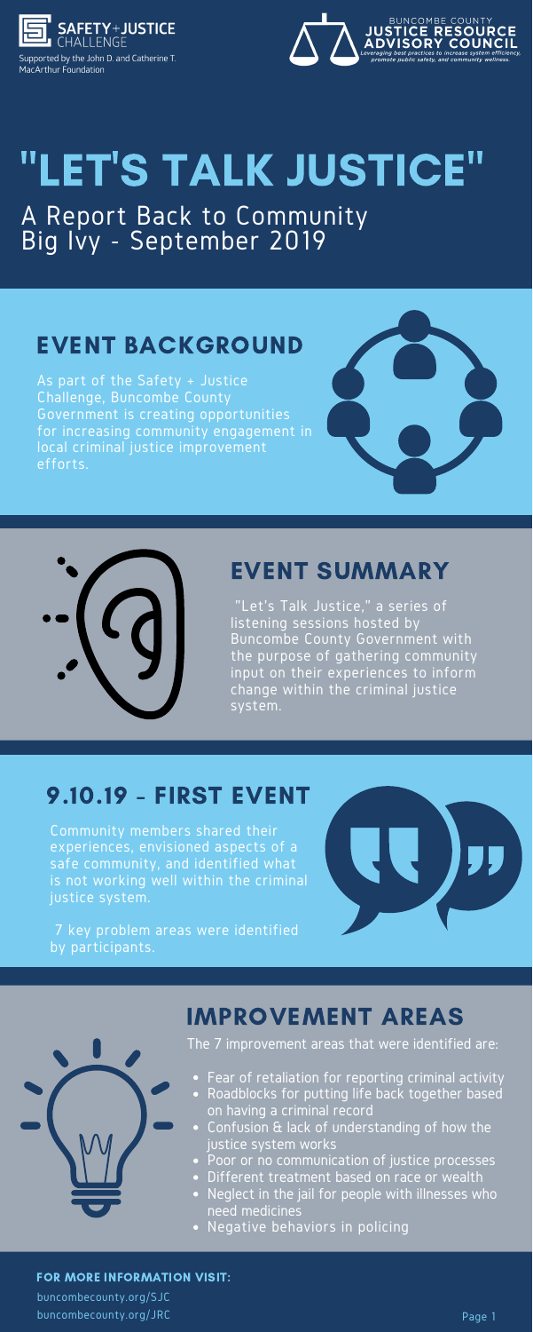SAFETY+JUSTICE CHALLENGE

Supported by the John D. and Catherine T. MacArthur Foundation

BUNCOMBE COUNTY JUSTICE RESOURCE ADVISORY COUNCIL

*Leveraging best practices to increase system efficiency, promote public safety, and community wellness.*

# "LET'S TALK JUSTICE"

A Report Back to Community
Big Ivy - September 2019

## EVENT BACKGROUND

As part of the Safety + Justice Challenge, Buncombe County Government is creating opportunities for increasing community engagement in local criminal justice improvement efforts.

## EVENT SUMMARY

"Let's Talk Justice," a series of listening sessions hosted by Buncombe County Government with the purpose of gathering community input on their experiences to inform change within the criminal justice system.

## 9.10.19 - FIRST EVENT

Community members shared their experiences, envisioned aspects of a safe community, and identified what is not working well within the criminal justice system.

7 key problem areas were identified by participants.

## IMPROVEMENT AREAS

The 7 improvement areas that were identified are:

- Fear of retaliation for reporting criminal activity
- Roadblocks for putting life back together based on having a criminal record
- Confusion & lack of understanding of how the justice system works
- Poor or no communication of justice processes
- Different treatment based on race or wealth
- Neglect in the jail for people with illnesses who need medicines
- Negative behaviors in policing

**FOR MORE INFORMATION VISIT:**

buncombecounty.org/SJC
buncombecounty.org/JRC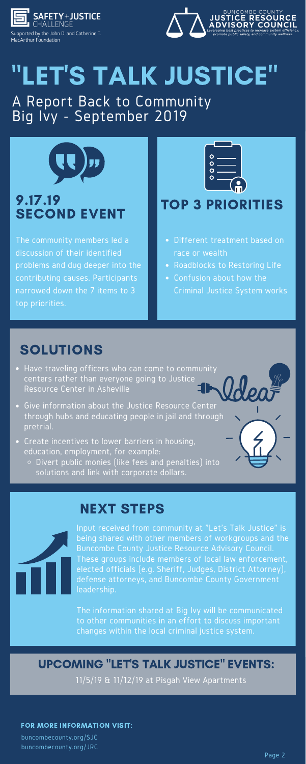SAFETY+JUSTICE CHALLENGE

Supported by the John D. and Catherine T. MacArthur Foundation

BUNCOMBE COUNTY JUSTICE RESOURCE ADVISORY COUNCIL

*Leveraging best practices to increase system efficiency, promote public safety, and community wellness.*

# "LET'S TALK JUSTICE"

## A Report Back to Community Big Ivy - September 2019

### 9.17.19 SECOND EVENT

The community members led a discussion of their identified problems and dug deeper into the contributing causes. Participants narrowed down the 7 items to 3 top priorities.

### TOP 3 PRIORITIES

- Different treatment based on race or wealth
- Roadblocks to Restoring Life
- Confusion about how the Criminal Justice System works

## SOLUTIONS

- Have traveling officers who can come to community centers rather than everyone going to Justice Resource Center in Asheville
- Give information about the Justice Resource Center through hubs and educating people in jail and through pretrial.
- Create incentives to lower barriers in housing, education, employment, for example:
  - Divert public monies (like fees and penalties) into solutions and link with corporate dollars.

## NEXT STEPS

Input received from community at "Let's Talk Justice" is being shared with other members of workgroups and the Buncombe County Justice Resource Advisory Council. These groups include members of local law enforcement, elected officials (e.g. Sheriff, Judges, District Attorney), defense attorneys, and Buncombe County Government leadership.

The information shared at Big Ivy will be communicated to other communities in an effort to discuss important changes within the local criminal justice system.

## UPCOMING "LET'S TALK JUSTICE" EVENTS:

11/5/19 & 11/12/19 at Pisgah View Apartments

**FOR MORE INFORMATION VISIT:**

buncombecounty.org/SJC
buncombecounty.org/JRC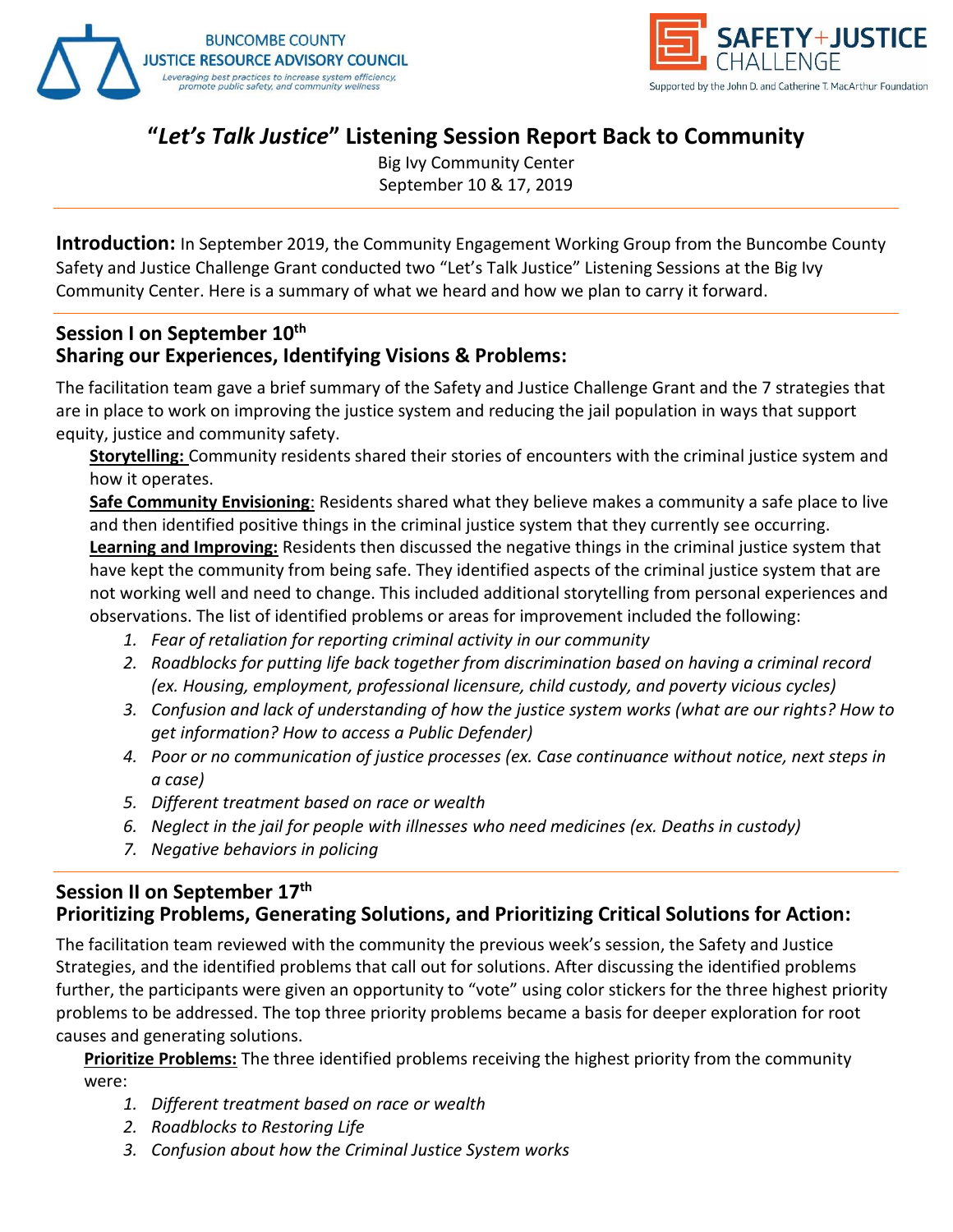BUNCOMBE COUNTY JUSTICE RESOURCE ADVISORY COUNCIL

*Leveraging best practices to increase system efficiency, promote public safety, and community wellness*

SAFETY+JUSTICE CHALLENGE

Supported by the John D. and Catherine T. MacArthur Foundation

# "*Let's Talk Justice*" Listening Session Report Back to Community

Big Ivy Community Center
September 10 & 17, 2019

---

**Introduction:** In September 2019, the Community Engagement Working Group from the Buncombe County Safety and Justice Challenge Grant conducted two "Let's Talk Justice" Listening Sessions at the Big Ivy Community Center. Here is a summary of what we heard and how we plan to carry it forward.

---

## Session I on September 10th
## Sharing our Experiences, Identifying Visions & Problems:

The facilitation team gave a brief summary of the Safety and Justice Challenge Grant and the 7 strategies that are in place to work on improving the justice system and reducing the jail population in ways that support equity, justice and community safety.

**Storytelling:** Community residents shared their stories of encounters with the criminal justice system and how it operates.

**Safe Community Envisioning**: Residents shared what they believe makes a community a safe place to live and then identified positive things in the criminal justice system that they currently see occurring.

**Learning and Improving:** Residents then discussed the negative things in the criminal justice system that have kept the community from being safe. They identified aspects of the criminal justice system that are not working well and need to change. This included additional storytelling from personal experiences and observations. The list of identified problems or areas for improvement included the following:

1. *Fear of retaliation for reporting criminal activity in our community*
2. *Roadblocks for putting life back together from discrimination based on having a criminal record (ex. Housing, employment, professional licensure, child custody, and poverty vicious cycles)*
3. *Confusion and lack of understanding of how the justice system works (what are our rights? How to get information? How to access a Public Defender)*
4. *Poor or no communication of justice processes (ex. Case continuance without notice, next steps in a case)*
5. *Different treatment based on race or wealth*
6. *Neglect in the jail for people with illnesses who need medicines (ex. Deaths in custody)*
7. *Negative behaviors in policing*

---

## Session II on September 17th
## Prioritizing Problems, Generating Solutions, and Prioritizing Critical Solutions for Action:

The facilitation team reviewed with the community the previous week's session, the Safety and Justice Strategies, and the identified problems that call out for solutions. After discussing the identified problems further, the participants were given an opportunity to "vote" using color stickers for the three highest priority problems to be addressed. The top three priority problems became a basis for deeper exploration for root causes and generating solutions.

**Prioritize Problems:** The three identified problems receiving the highest priority from the community were:

1. *Different treatment based on race or wealth*
2. *Roadblocks to Restoring Life*
3. *Confusion about how the Criminal Justice System works*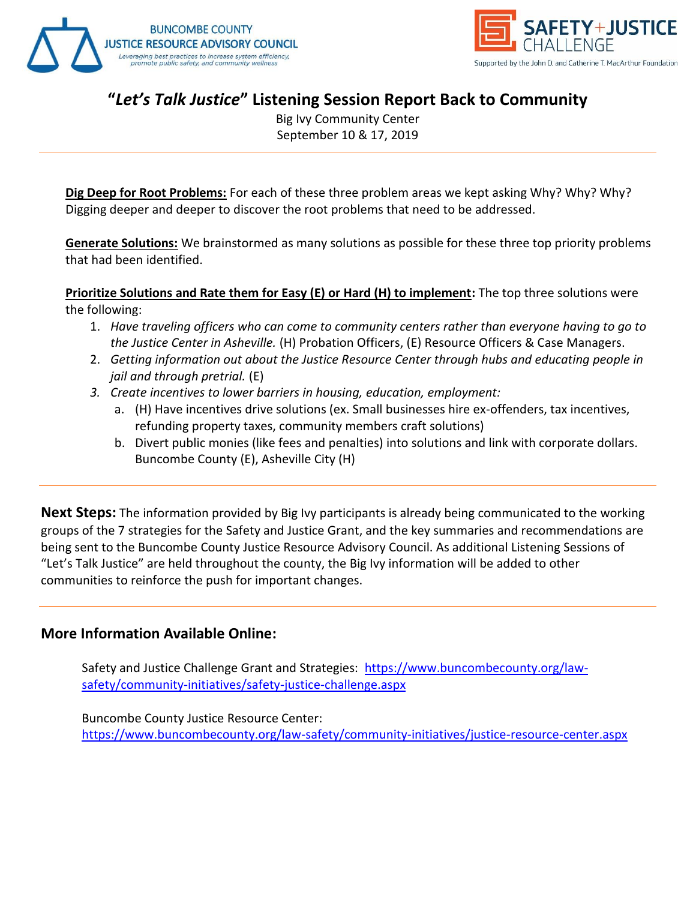**BUNCOMBE COUNTY JUSTICE RESOURCE ADVISORY COUNCIL**
*Leveraging best practices to increase system efficiency, promote public safety, and community wellness*

**SAFETY + JUSTICE CHALLENGE**
Supported by the John D. and Catherine T. MacArthur Foundation

# "*Let's Talk Justice*" Listening Session Report Back to Community

Big Ivy Community Center
September 10 & 17, 2019

---

**Dig Deep for Root Problems:** For each of these three problem areas we kept asking Why? Why? Why? Digging deeper and deeper to discover the root problems that need to be addressed.

**Generate Solutions:** We brainstormed as many solutions as possible for these three top priority problems that had been identified.

**Prioritize Solutions and Rate them for Easy (E) or Hard (H) to implement:** The top three solutions were the following:

1. *Have traveling officers who can come to community centers rather than everyone having to go to the Justice Center in Asheville.* (H) Probation Officers, (E) Resource Officers & Case Managers.
2. *Getting information out about the Justice Resource Center through hubs and educating people in jail and through pretrial.* (E)
3. *Create incentives to lower barriers in housing, education, employment:*
   a. (H) Have incentives drive solutions (ex. Small businesses hire ex-offenders, tax incentives, refunding property taxes, community members craft solutions)
   b. Divert public monies (like fees and penalties) into solutions and link with corporate dollars. Buncombe County (E), Asheville City (H)

---

**Next Steps:** The information provided by Big Ivy participants is already being communicated to the working groups of the 7 strategies for the Safety and Justice Grant, and the key summaries and recommendations are being sent to the Buncombe County Justice Resource Advisory Council. As additional Listening Sessions of "Let's Talk Justice" are held throughout the county, the Big Ivy information will be added to other communities to reinforce the push for important changes.

---

## More Information Available Online:

Safety and Justice Challenge Grant and Strategies: https://www.buncombecounty.org/law-safety/community-initiatives/safety-justice-challenge.aspx

Buncombe County Justice Resource Center:
https://www.buncombecounty.org/law-safety/community-initiatives/justice-resource-center.aspx